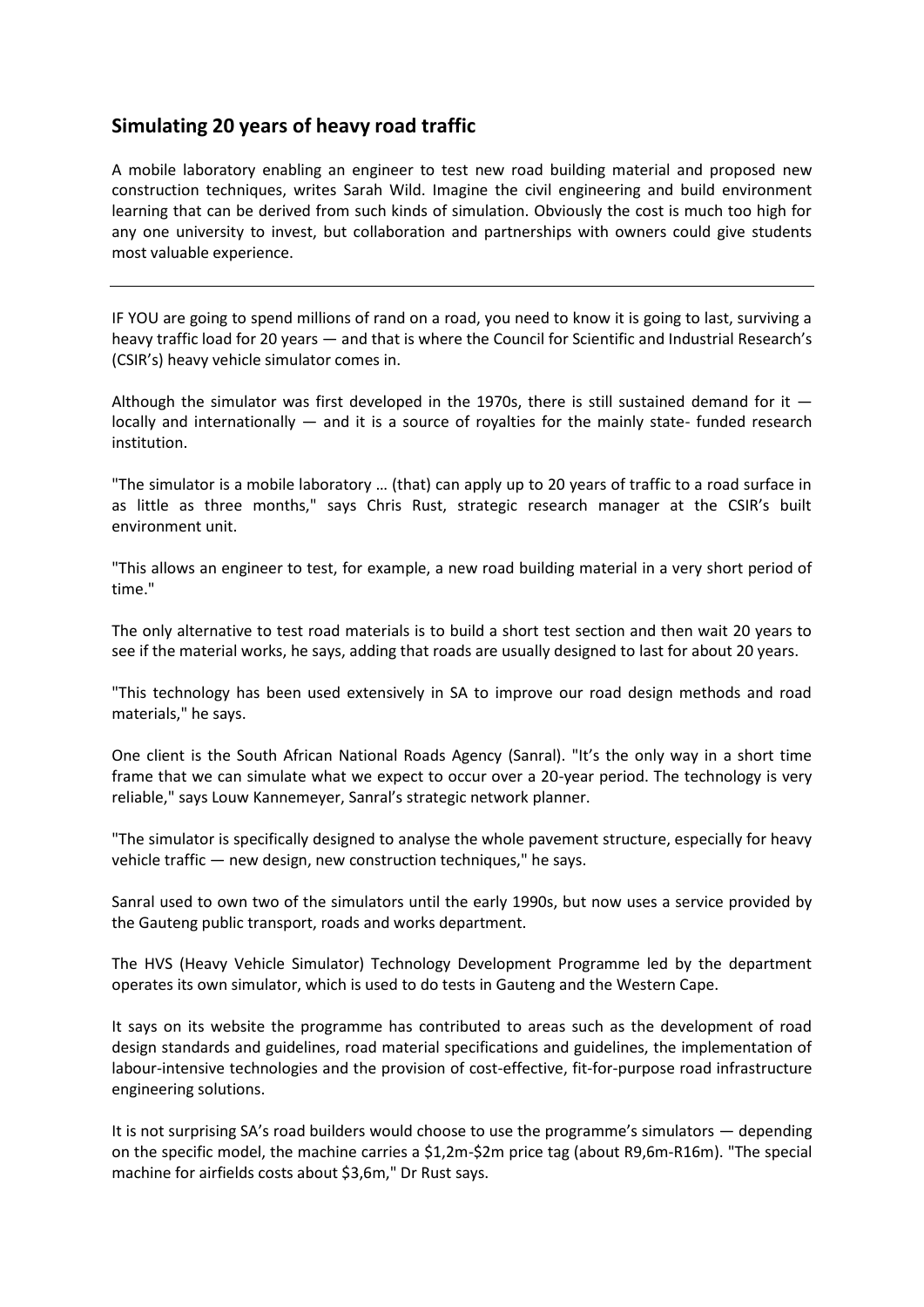## Simulating 20 years of heavy road traffic

A mobile laboratory enabling an engineer to test new road building material and proposed new construction techniques, writes Sarah Wild. Imagine the civil engineering and build environment learning that can be derived from such kinds of simulation. Obviously the cost is much too high for any one university to invest, but collaboration and partnerships with owners could give students most valuable experience.

---

IF YOU are going to spend millions of rand on a road, you need to know it is going to last, surviving a heavy traffic load for 20 years — and that is where the Council for Scientific and Industrial Research's (CSIR's) heavy vehicle simulator comes in.

Although the simulator was first developed in the 1970s, there is still sustained demand for it — locally and internationally — and it is a source of royalties for the mainly state- funded research institution.

"The simulator is a mobile laboratory … (that) can apply up to 20 years of traffic to a road surface in as little as three months," says Chris Rust, strategic research manager at the CSIR's built environment unit.

"This allows an engineer to test, for example, a new road building material in a very short period of time."

The only alternative to test road materials is to build a short test section and then wait 20 years to see if the material works, he says, adding that roads are usually designed to last for about 20 years.

"This technology has been used extensively in SA to improve our road design methods and road materials," he says.

One client is the South African National Roads Agency (Sanral). "It's the only way in a short time frame that we can simulate what we expect to occur over a 20-year period. The technology is very reliable," says Louw Kannemeyer, Sanral's strategic network planner.

"The simulator is specifically designed to analyse the whole pavement structure, especially for heavy vehicle traffic — new design, new construction techniques," he says.

Sanral used to own two of the simulators until the early 1990s, but now uses a service provided by the Gauteng public transport, roads and works department.

The HVS (Heavy Vehicle Simulator) Technology Development Programme led by the department operates its own simulator, which is used to do tests in Gauteng and the Western Cape.

It says on its website the programme has contributed to areas such as the development of road design standards and guidelines, road material specifications and guidelines, the implementation of labour-intensive technologies and the provision of cost-effective, fit-for-purpose road infrastructure engineering solutions.

It is not surprising SA's road builders would choose to use the programme's simulators — depending on the specific model, the machine carries a \$1,2m-\$2m price tag (about R9,6m-R16m). "The special machine for airfields costs about \$3,6m," Dr Rust says.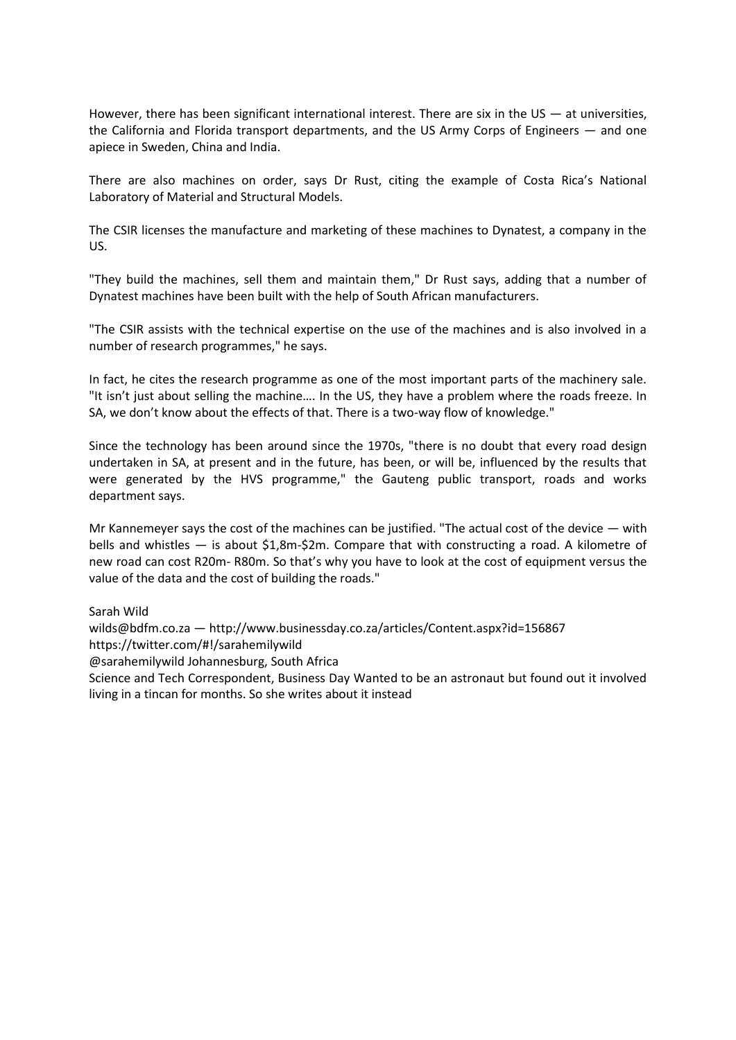However, there has been significant international interest. There are six in the US — at universities, the California and Florida transport departments, and the US Army Corps of Engineers — and one apiece in Sweden, China and India.

There are also machines on order, says Dr Rust, citing the example of Costa Rica's National Laboratory of Material and Structural Models.

The CSIR licenses the manufacture and marketing of these machines to Dynatest, a company in the US.

"They build the machines, sell them and maintain them," Dr Rust says, adding that a number of Dynatest machines have been built with the help of South African manufacturers.

"The CSIR assists with the technical expertise on the use of the machines and is also involved in a number of research programmes," he says.

In fact, he cites the research programme as one of the most important parts of the machinery sale. "It isn't just about selling the machine…. In the US, they have a problem where the roads freeze. In SA, we don't know about the effects of that. There is a two-way flow of knowledge."

Since the technology has been around since the 1970s, "there is no doubt that every road design undertaken in SA, at present and in the future, has been, or will be, influenced by the results that were generated by the HVS programme," the Gauteng public transport, roads and works department says.

Mr Kannemeyer says the cost of the machines can be justified. "The actual cost of the device — with bells and whistles — is about $1,8m-$2m. Compare that with constructing a road. A kilometre of new road can cost R20m- R80m. So that's why you have to look at the cost of equipment versus the value of the data and the cost of building the roads."

Sarah Wild

wilds@bdfm.co.za — http://www.businessday.co.za/articles/Content.aspx?id=156867

https://twitter.com/#!/sarahemilywild

@sarahemilywild Johannesburg, South Africa

Science and Tech Correspondent, Business Day Wanted to be an astronaut but found out it involved living in a tincan for months. So she writes about it instead